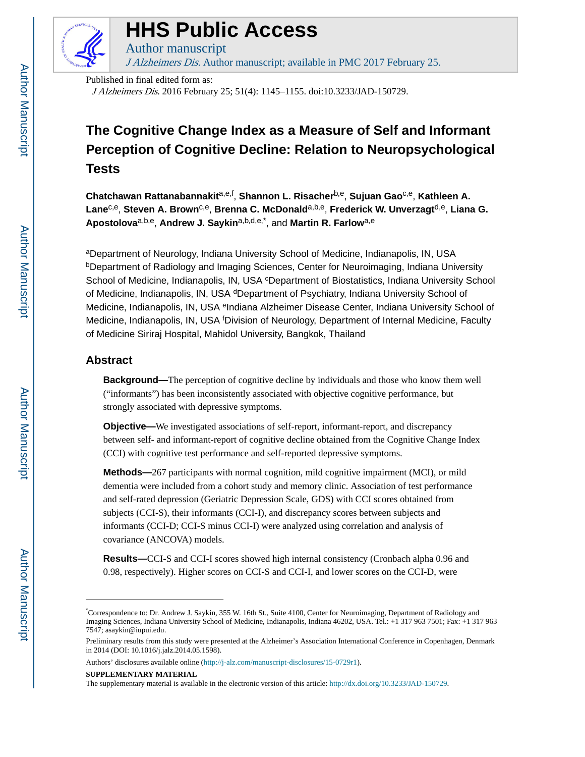# HHS Public Access

Author manuscript

*J Alzheimers Dis*. Author manuscript; available in PMC 2017 February 25.

Published in final edited form as:

*J Alzheimers Dis*. 2016 February 25; 51(4): 1145–1155. doi:10.3233/JAD-150729.

# The Cognitive Change Index as a Measure of Self and Informant Perception of Cognitive Decline: Relation to Neuropsychological Tests

**Chatchawan Rattanabannakit**[a,e,f], **Shannon L. Risacher**[b,e], **Sujuan Gao**[c,e], **Kathleen A. Lane**[c,e], **Steven A. Brown**[c,e], **Brenna C. McDonald**[a,b,e], **Frederick W. Unverzagt**[d,e], **Liana G. Apostolova**[a,b,e], **Andrew J. Saykin**[a,b,d,e,*], and **Martin R. Farlow**[a,e]

[a]Department of Neurology, Indiana University School of Medicine, Indianapolis, IN, USA [b]Department of Radiology and Imaging Sciences, Center for Neuroimaging, Indiana University School of Medicine, Indianapolis, IN, USA [c]Department of Biostatistics, Indiana University School of Medicine, Indianapolis, IN, USA [d]Department of Psychiatry, Indiana University School of Medicine, Indianapolis, IN, USA [e]Indiana Alzheimer Disease Center, Indiana University School of Medicine, Indianapolis, IN, USA [f]Division of Neurology, Department of Internal Medicine, Faculty of Medicine Siriraj Hospital, Mahidol University, Bangkok, Thailand

## Abstract

**Background—**The perception of cognitive decline by individuals and those who know them well ("informants") has been inconsistently associated with objective cognitive performance, but strongly associated with depressive symptoms.

**Objective—**We investigated associations of self-report, informant-report, and discrepancy between self- and informant-report of cognitive decline obtained from the Cognitive Change Index (CCI) with cognitive test performance and self-reported depressive symptoms.

**Methods—**267 participants with normal cognition, mild cognitive impairment (MCI), or mild dementia were included from a cohort study and memory clinic. Association of test performance and self-rated depression (Geriatric Depression Scale, GDS) with CCI scores obtained from subjects (CCI-S), their informants (CCI-I), and discrepancy scores between subjects and informants (CCI-D; CCI-S minus CCI-I) were analyzed using correlation and analysis of covariance (ANCOVA) models.

**Results—**CCI-S and CCI-I scores showed high internal consistency (Cronbach alpha 0.96 and 0.98, respectively). Higher scores on CCI-S and CCI-I, and lower scores on the CCI-D, were

---

*Correspondence to: Dr. Andrew J. Saykin, 355 W. 16th St., Suite 4100, Center for Neuroimaging, Department of Radiology and Imaging Sciences, Indiana University School of Medicine, Indianapolis, Indiana 46202, USA. Tel.: +1 317 963 7501; Fax: +1 317 963 7547; asaykin@iupui.edu.

Preliminary results from this study were presented at the Alzheimer's Association International Conference in Copenhagen, Denmark in 2014 (DOI: 10.1016/j.jalz.2014.05.1598).

Authors' disclosures available online (http://j-alz.com/manuscript-disclosures/15-0729r1).

**SUPPLEMENTARY MATERIAL**

The supplementary material is available in the electronic version of this article: http://dx.doi.org/10.3233/JAD-150729.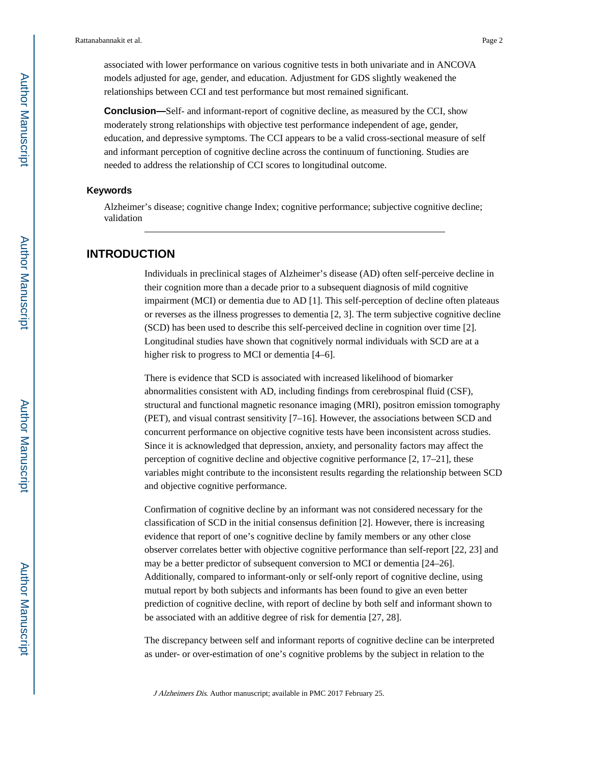associated with lower performance on various cognitive tests in both univariate and in ANCOVA models adjusted for age, gender, and education. Adjustment for GDS slightly weakened the relationships between CCI and test performance but most remained significant.

**Conclusion—**Self- and informant-report of cognitive decline, as measured by the CCI, show moderately strong relationships with objective test performance independent of age, gender, education, and depressive symptoms. The CCI appears to be a valid cross-sectional measure of self and informant perception of cognitive decline across the continuum of functioning. Studies are needed to address the relationship of CCI scores to longitudinal outcome.

### Keywords

Alzheimer's disease; cognitive change Index; cognitive performance; subjective cognitive decline; validation

## INTRODUCTION

Individuals in preclinical stages of Alzheimer's disease (AD) often self-perceive decline in their cognition more than a decade prior to a subsequent diagnosis of mild cognitive impairment (MCI) or dementia due to AD [1]. This self-perception of decline often plateaus or reverses as the illness progresses to dementia [2, 3]. The term subjective cognitive decline (SCD) has been used to describe this self-perceived decline in cognition over time [2]. Longitudinal studies have shown that cognitively normal individuals with SCD are at a higher risk to progress to MCI or dementia [4–6].

There is evidence that SCD is associated with increased likelihood of biomarker abnormalities consistent with AD, including findings from cerebrospinal fluid (CSF), structural and functional magnetic resonance imaging (MRI), positron emission tomography (PET), and visual contrast sensitivity [7–16]. However, the associations between SCD and concurrent performance on objective cognitive tests have been inconsistent across studies. Since it is acknowledged that depression, anxiety, and personality factors may affect the perception of cognitive decline and objective cognitive performance [2, 17–21], these variables might contribute to the inconsistent results regarding the relationship between SCD and objective cognitive performance.

Confirmation of cognitive decline by an informant was not considered necessary for the classification of SCD in the initial consensus definition [2]. However, there is increasing evidence that report of one's cognitive decline by family members or any other close observer correlates better with objective cognitive performance than self-report [22, 23] and may be a better predictor of subsequent conversion to MCI or dementia [24–26]. Additionally, compared to informant-only or self-only report of cognitive decline, using mutual report by both subjects and informants has been found to give an even better prediction of cognitive decline, with report of decline by both self and informant shown to be associated with an additive degree of risk for dementia [27, 28].

The discrepancy between self and informant reports of cognitive decline can be interpreted as under- or over-estimation of one's cognitive problems by the subject in relation to the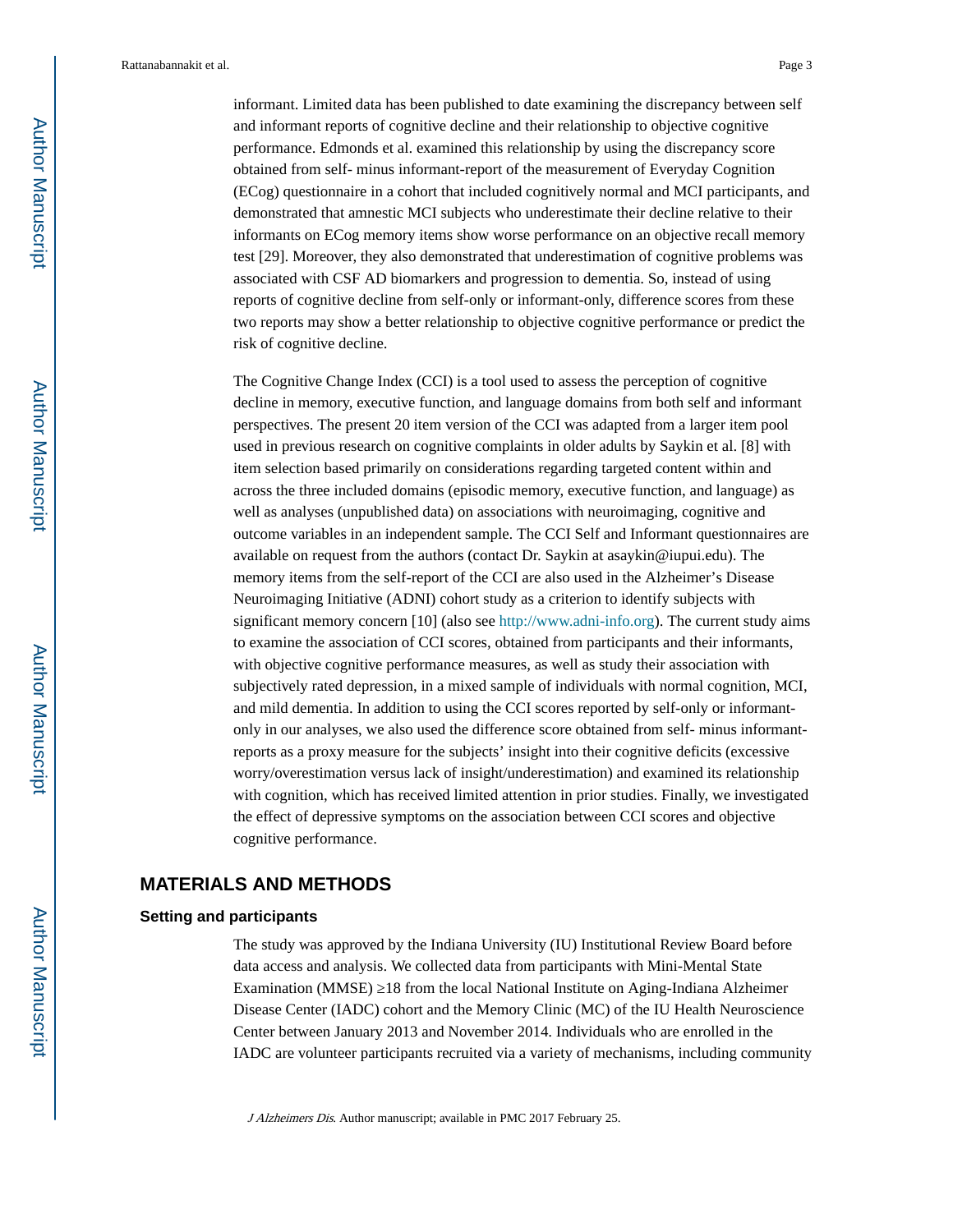informant. Limited data has been published to date examining the discrepancy between self and informant reports of cognitive decline and their relationship to objective cognitive performance. Edmonds et al. examined this relationship by using the discrepancy score obtained from self- minus informant-report of the measurement of Everyday Cognition (ECog) questionnaire in a cohort that included cognitively normal and MCI participants, and demonstrated that amnestic MCI subjects who underestimate their decline relative to their informants on ECog memory items show worse performance on an objective recall memory test [29]. Moreover, they also demonstrated that underestimation of cognitive problems was associated with CSF AD biomarkers and progression to dementia. So, instead of using reports of cognitive decline from self-only or informant-only, difference scores from these two reports may show a better relationship to objective cognitive performance or predict the risk of cognitive decline.

The Cognitive Change Index (CCI) is a tool used to assess the perception of cognitive decline in memory, executive function, and language domains from both self and informant perspectives. The present 20 item version of the CCI was adapted from a larger item pool used in previous research on cognitive complaints in older adults by Saykin et al. [8] with item selection based primarily on considerations regarding targeted content within and across the three included domains (episodic memory, executive function, and language) as well as analyses (unpublished data) on associations with neuroimaging, cognitive and outcome variables in an independent sample. The CCI Self and Informant questionnaires are available on request from the authors (contact Dr. Saykin at asaykin@iupui.edu). The memory items from the self-report of the CCI are also used in the Alzheimer's Disease Neuroimaging Initiative (ADNI) cohort study as a criterion to identify subjects with significant memory concern [10] (also see http://www.adni-info.org). The current study aims to examine the association of CCI scores, obtained from participants and their informants, with objective cognitive performance measures, as well as study their association with subjectively rated depression, in a mixed sample of individuals with normal cognition, MCI, and mild dementia. In addition to using the CCI scores reported by self-only or informant-only in our analyses, we also used the difference score obtained from self- minus informant-reports as a proxy measure for the subjects' insight into their cognitive deficits (excessive worry/overestimation versus lack of insight/underestimation) and examined its relationship with cognition, which has received limited attention in prior studies. Finally, we investigated the effect of depressive symptoms on the association between CCI scores and objective cognitive performance.

## MATERIALS AND METHODS

### Setting and participants

The study was approved by the Indiana University (IU) Institutional Review Board before data access and analysis. We collected data from participants with Mini-Mental State Examination (MMSE) ≥18 from the local National Institute on Aging-Indiana Alzheimer Disease Center (IADC) cohort and the Memory Clinic (MC) of the IU Health Neuroscience Center between January 2013 and November 2014. Individuals who are enrolled in the IADC are volunteer participants recruited via a variety of mechanisms, including community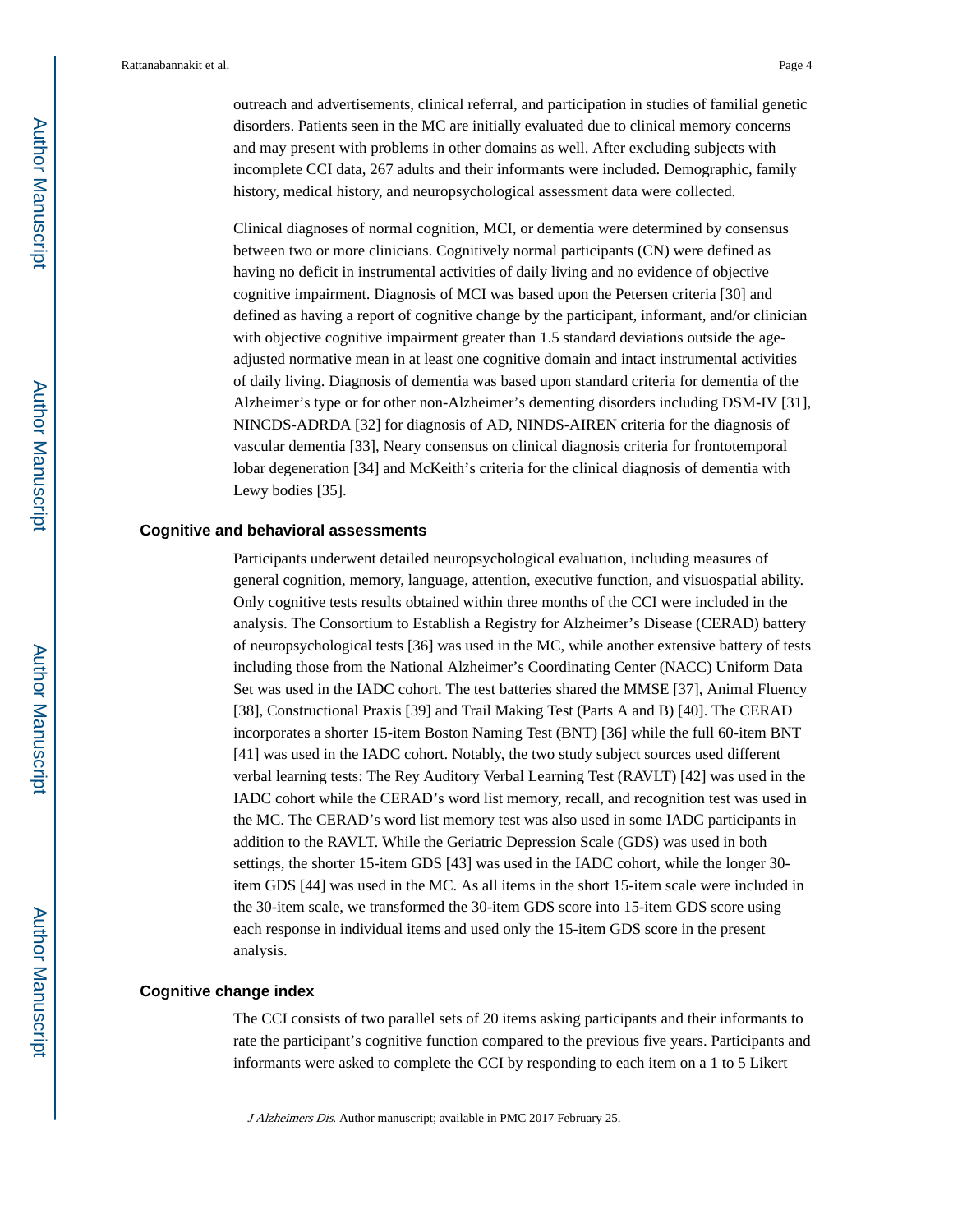outreach and advertisements, clinical referral, and participation in studies of familial genetic disorders. Patients seen in the MC are initially evaluated due to clinical memory concerns and may present with problems in other domains as well. After excluding subjects with incomplete CCI data, 267 adults and their informants were included. Demographic, family history, medical history, and neuropsychological assessment data were collected.

Clinical diagnoses of normal cognition, MCI, or dementia were determined by consensus between two or more clinicians. Cognitively normal participants (CN) were defined as having no deficit in instrumental activities of daily living and no evidence of objective cognitive impairment. Diagnosis of MCI was based upon the Petersen criteria [30] and defined as having a report of cognitive change by the participant, informant, and/or clinician with objective cognitive impairment greater than 1.5 standard deviations outside the age-adjusted normative mean in at least one cognitive domain and intact instrumental activities of daily living. Diagnosis of dementia was based upon standard criteria for dementia of the Alzheimer's type or for other non-Alzheimer's dementing disorders including DSM-IV [31], NINCDS-ADRDA [32] for diagnosis of AD, NINDS-AIREN criteria for the diagnosis of vascular dementia [33], Neary consensus on clinical diagnosis criteria for frontotemporal lobar degeneration [34] and McKeith's criteria for the clinical diagnosis of dementia with Lewy bodies [35].

## Cognitive and behavioral assessments

Participants underwent detailed neuropsychological evaluation, including measures of general cognition, memory, language, attention, executive function, and visuospatial ability. Only cognitive tests results obtained within three months of the CCI were included in the analysis. The Consortium to Establish a Registry for Alzheimer's Disease (CERAD) battery of neuropsychological tests [36] was used in the MC, while another extensive battery of tests including those from the National Alzheimer's Coordinating Center (NACC) Uniform Data Set was used in the IADC cohort. The test batteries shared the MMSE [37], Animal Fluency [38], Constructional Praxis [39] and Trail Making Test (Parts A and B) [40]. The CERAD incorporates a shorter 15-item Boston Naming Test (BNT) [36] while the full 60-item BNT [41] was used in the IADC cohort. Notably, the two study subject sources used different verbal learning tests: The Rey Auditory Verbal Learning Test (RAVLT) [42] was used in the IADC cohort while the CERAD's word list memory, recall, and recognition test was used in the MC. The CERAD's word list memory test was also used in some IADC participants in addition to the RAVLT. While the Geriatric Depression Scale (GDS) was used in both settings, the shorter 15-item GDS [43] was used in the IADC cohort, while the longer 30-item GDS [44] was used in the MC. As all items in the short 15-item scale were included in the 30-item scale, we transformed the 30-item GDS score into 15-item GDS score using each response in individual items and used only the 15-item GDS score in the present analysis.

## Cognitive change index

The CCI consists of two parallel sets of 20 items asking participants and their informants to rate the participant's cognitive function compared to the previous five years. Participants and informants were asked to complete the CCI by responding to each item on a 1 to 5 Likert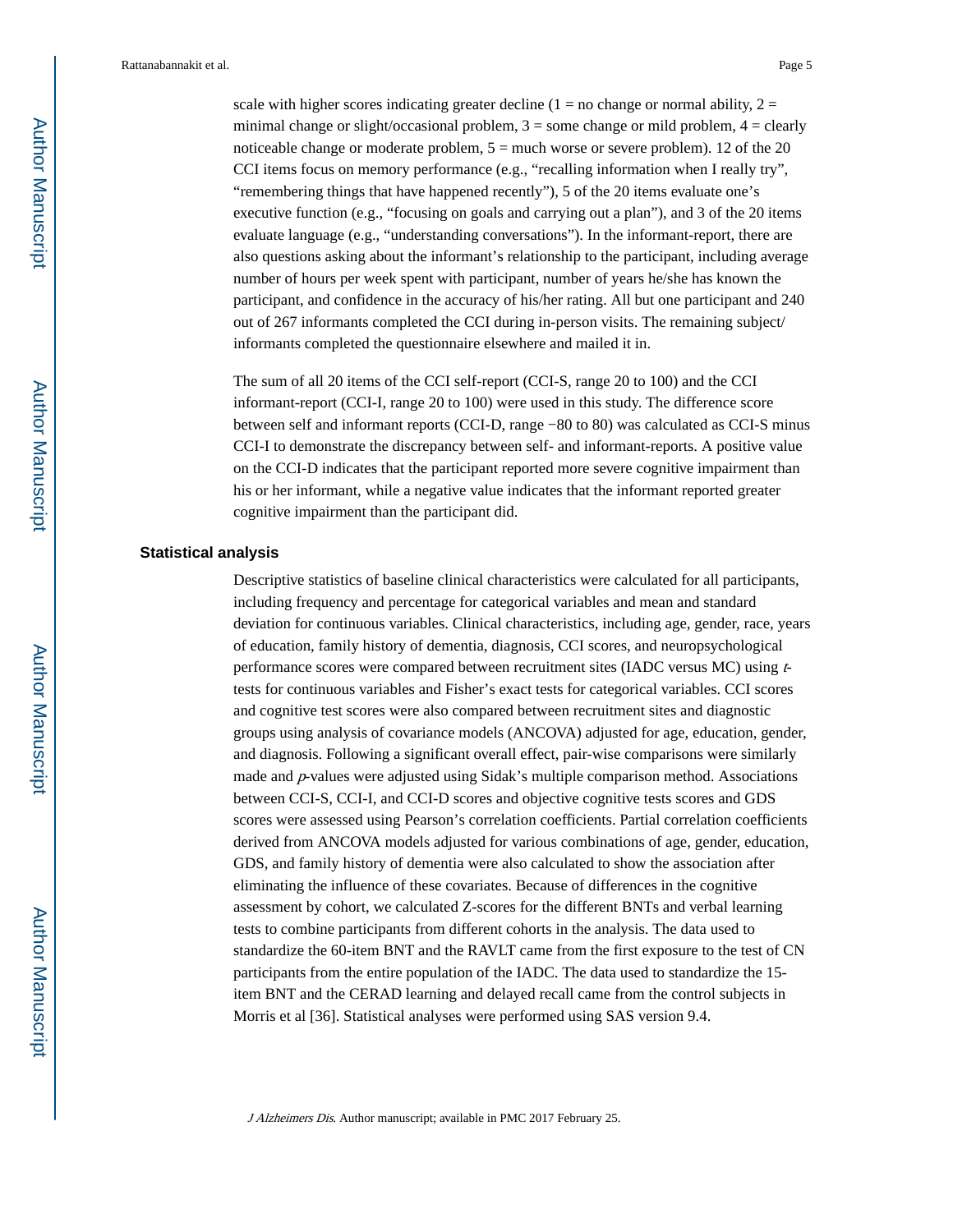scale with higher scores indicating greater decline (1 = no change or normal ability, 2 = minimal change or slight/occasional problem, 3 = some change or mild problem, 4 = clearly noticeable change or moderate problem, 5 = much worse or severe problem). 12 of the 20 CCI items focus on memory performance (e.g., "recalling information when I really try", "remembering things that have happened recently"), 5 of the 20 items evaluate one's executive function (e.g., "focusing on goals and carrying out a plan"), and 3 of the 20 items evaluate language (e.g., "understanding conversations"). In the informant-report, there are also questions asking about the informant's relationship to the participant, including average number of hours per week spent with participant, number of years he/she has known the participant, and confidence in the accuracy of his/her rating. All but one participant and 240 out of 267 informants completed the CCI during in-person visits. The remaining subject/informants completed the questionnaire elsewhere and mailed it in.

The sum of all 20 items of the CCI self-report (CCI-S, range 20 to 100) and the CCI informant-report (CCI-I, range 20 to 100) were used in this study. The difference score between self and informant reports (CCI-D, range −80 to 80) was calculated as CCI-S minus CCI-I to demonstrate the discrepancy between self- and informant-reports. A positive value on the CCI-D indicates that the participant reported more severe cognitive impairment than his or her informant, while a negative value indicates that the informant reported greater cognitive impairment than the participant did.

## Statistical analysis

Descriptive statistics of baseline clinical characteristics were calculated for all participants, including frequency and percentage for categorical variables and mean and standard deviation for continuous variables. Clinical characteristics, including age, gender, race, years of education, family history of dementia, diagnosis, CCI scores, and neuropsychological performance scores were compared between recruitment sites (IADC versus MC) using *t*-tests for continuous variables and Fisher's exact tests for categorical variables. CCI scores and cognitive test scores were also compared between recruitment sites and diagnostic groups using analysis of covariance models (ANCOVA) adjusted for age, education, gender, and diagnosis. Following a significant overall effect, pair-wise comparisons were similarly made and *p*-values were adjusted using Sidak's multiple comparison method. Associations between CCI-S, CCI-I, and CCI-D scores and objective cognitive tests scores and GDS scores were assessed using Pearson's correlation coefficients. Partial correlation coefficients derived from ANCOVA models adjusted for various combinations of age, gender, education, GDS, and family history of dementia were also calculated to show the association after eliminating the influence of these covariates. Because of differences in the cognitive assessment by cohort, we calculated Z-scores for the different BNTs and verbal learning tests to combine participants from different cohorts in the analysis. The data used to standardize the 60-item BNT and the RAVLT came from the first exposure to the test of CN participants from the entire population of the IADC. The data used to standardize the 15-item BNT and the CERAD learning and delayed recall came from the control subjects in Morris et al [36]. Statistical analyses were performed using SAS version 9.4.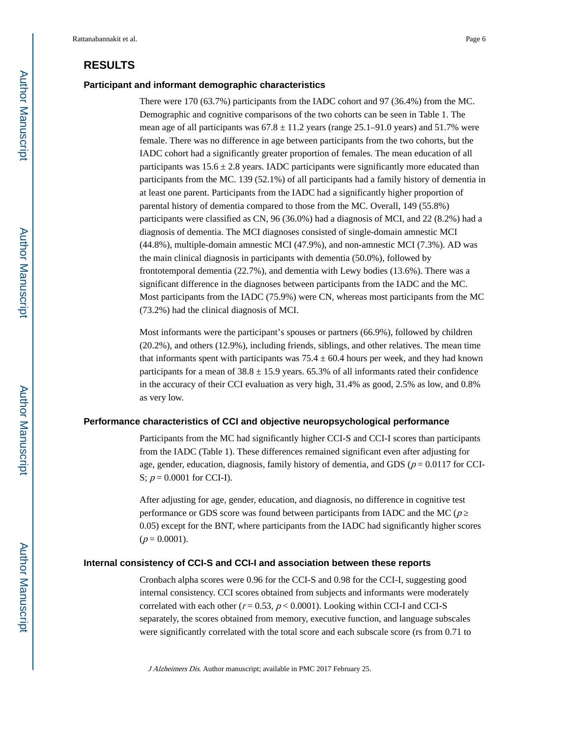## RESULTS

### Participant and informant demographic characteristics

There were 170 (63.7%) participants from the IADC cohort and 97 (36.4%) from the MC. Demographic and cognitive comparisons of the two cohorts can be seen in Table 1. The mean age of all participants was 67.8 ± 11.2 years (range 25.1–91.0 years) and 51.7% were female. There was no difference in age between participants from the two cohorts, but the IADC cohort had a significantly greater proportion of females. The mean education of all participants was 15.6 ± 2.8 years. IADC participants were significantly more educated than participants from the MC. 139 (52.1%) of all participants had a family history of dementia in at least one parent. Participants from the IADC had a significantly higher proportion of parental history of dementia compared to those from the MC. Overall, 149 (55.8%) participants were classified as CN, 96 (36.0%) had a diagnosis of MCI, and 22 (8.2%) had a diagnosis of dementia. The MCI diagnoses consisted of single-domain amnestic MCI (44.8%), multiple-domain amnestic MCI (47.9%), and non-amnestic MCI (7.3%). AD was the main clinical diagnosis in participants with dementia (50.0%), followed by frontotemporal dementia (22.7%), and dementia with Lewy bodies (13.6%). There was a significant difference in the diagnoses between participants from the IADC and the MC. Most participants from the IADC (75.9%) were CN, whereas most participants from the MC (73.2%) had the clinical diagnosis of MCI.

Most informants were the participant's spouses or partners (66.9%), followed by children (20.2%), and others (12.9%), including friends, siblings, and other relatives. The mean time that informants spent with participants was 75.4 ± 60.4 hours per week, and they had known participants for a mean of 38.8 ± 15.9 years. 65.3% of all informants rated their confidence in the accuracy of their CCI evaluation as very high, 31.4% as good, 2.5% as low, and 0.8% as very low.

### Performance characteristics of CCI and objective neuropsychological performance

Participants from the MC had significantly higher CCI-S and CCI-I scores than participants from the IADC (Table 1). These differences remained significant even after adjusting for age, gender, education, diagnosis, family history of dementia, and GDS ($p = 0.0117$ for CCI-S; $p = 0.0001$ for CCI-I).

After adjusting for age, gender, education, and diagnosis, no difference in cognitive test performance or GDS score was found between participants from IADC and the MC ($p \geq 0.05$) except for the BNT, where participants from the IADC had significantly higher scores ($p = 0.0001$).

### Internal consistency of CCI-S and CCI-I and association between these reports

Cronbach alpha scores were 0.96 for the CCI-S and 0.98 for the CCI-I, suggesting good internal consistency. CCI scores obtained from subjects and informants were moderately correlated with each other ($r = 0.53$, $p < 0.0001$). Looking within CCI-I and CCI-S separately, the scores obtained from memory, executive function, and language subscales were significantly correlated with the total score and each subscale score (rs from 0.71 to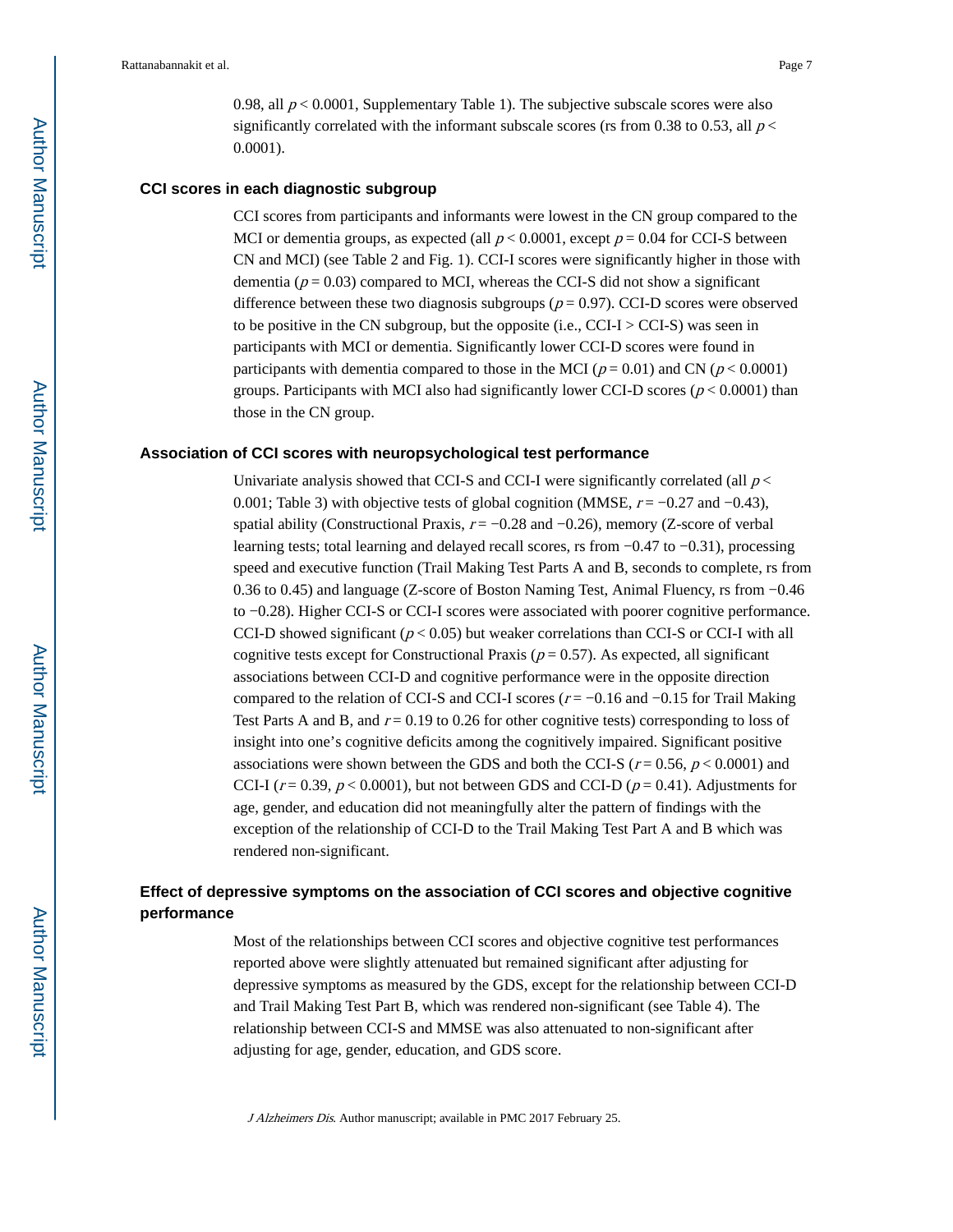0.98, all $p < 0.0001$, Supplementary Table 1). The subjective subscale scores were also significantly correlated with the informant subscale scores (rs from 0.38 to 0.53, all $p < 0.0001$).

### CCI scores in each diagnostic subgroup

CCI scores from participants and informants were lowest in the CN group compared to the MCI or dementia groups, as expected (all $p < 0.0001$, except $p = 0.04$ for CCI-S between CN and MCI) (see Table 2 and Fig. 1). CCI-I scores were significantly higher in those with dementia ($p = 0.03$) compared to MCI, whereas the CCI-S did not show a significant difference between these two diagnosis subgroups ($p = 0.97$). CCI-D scores were observed to be positive in the CN subgroup, but the opposite (i.e., CCI-I > CCI-S) was seen in participants with MCI or dementia. Significantly lower CCI-D scores were found in participants with dementia compared to those in the MCI ($p = 0.01$) and CN ($p < 0.0001$) groups. Participants with MCI also had significantly lower CCI-D scores ($p < 0.0001$) than those in the CN group.

### Association of CCI scores with neuropsychological test performance

Univariate analysis showed that CCI-S and CCI-I were significantly correlated (all $p < 0.001$; Table 3) with objective tests of global cognition (MMSE, $r = -0.27$ and $-0.43$), spatial ability (Constructional Praxis, $r = -0.28$ and $-0.26$), memory (Z-score of verbal learning tests; total learning and delayed recall scores, rs from $-0.47$ to $-0.31$), processing speed and executive function (Trail Making Test Parts A and B, seconds to complete, rs from 0.36 to 0.45) and language (Z-score of Boston Naming Test, Animal Fluency, rs from $-0.46$ to $-0.28$). Higher CCI-S or CCI-I scores were associated with poorer cognitive performance. CCI-D showed significant ($p < 0.05$) but weaker correlations than CCI-S or CCI-I with all cognitive tests except for Constructional Praxis ($p = 0.57$). As expected, all significant associations between CCI-D and cognitive performance were in the opposite direction compared to the relation of CCI-S and CCI-I scores ($r = -0.16$ and $-0.15$ for Trail Making Test Parts A and B, and $r = 0.19$ to 0.26 for other cognitive tests) corresponding to loss of insight into one's cognitive deficits among the cognitively impaired. Significant positive associations were shown between the GDS and both the CCI-S ($r = 0.56$, $p < 0.0001$) and CCI-I ($r = 0.39$, $p < 0.0001$), but not between GDS and CCI-D ($p = 0.41$). Adjustments for age, gender, and education did not meaningfully alter the pattern of findings with the exception of the relationship of CCI-D to the Trail Making Test Part A and B which was rendered non-significant.

### Effect of depressive symptoms on the association of CCI scores and objective cognitive performance

Most of the relationships between CCI scores and objective cognitive test performances reported above were slightly attenuated but remained significant after adjusting for depressive symptoms as measured by the GDS, except for the relationship between CCI-D and Trail Making Test Part B, which was rendered non-significant (see Table 4). The relationship between CCI-S and MMSE was also attenuated to non-significant after adjusting for age, gender, education, and GDS score.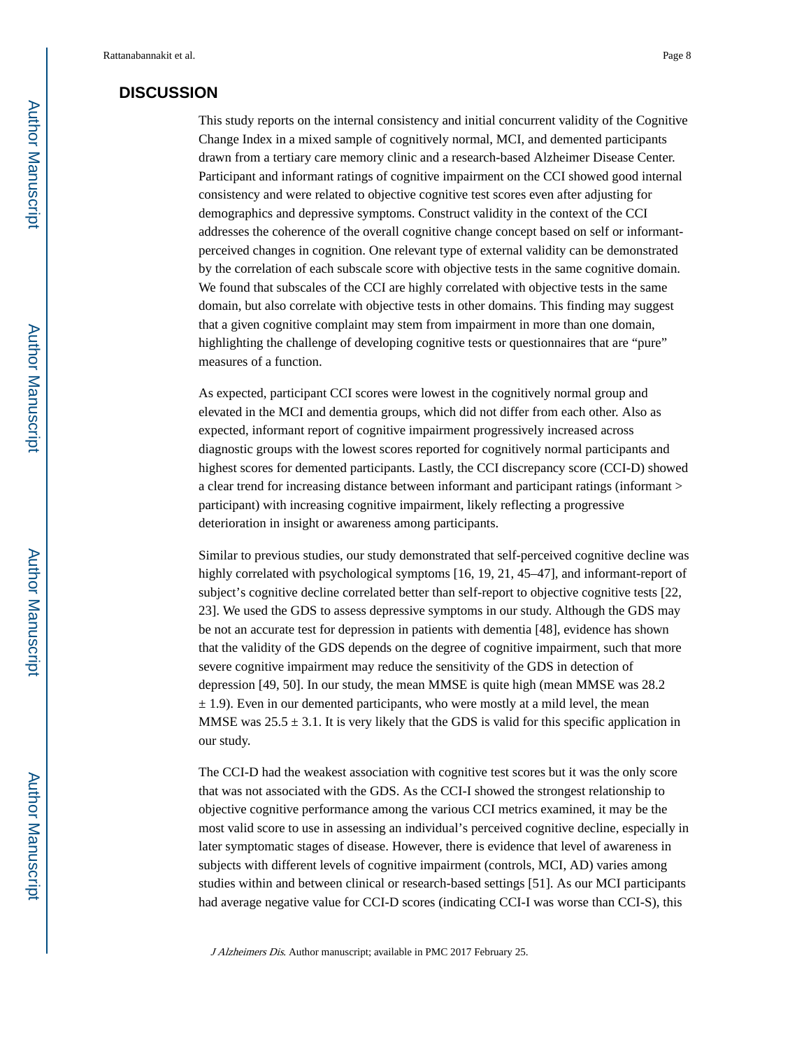## DISCUSSION

This study reports on the internal consistency and initial concurrent validity of the Cognitive Change Index in a mixed sample of cognitively normal, MCI, and demented participants drawn from a tertiary care memory clinic and a research-based Alzheimer Disease Center. Participant and informant ratings of cognitive impairment on the CCI showed good internal consistency and were related to objective cognitive test scores even after adjusting for demographics and depressive symptoms. Construct validity in the context of the CCI addresses the coherence of the overall cognitive change concept based on self or informant-perceived changes in cognition. One relevant type of external validity can be demonstrated by the correlation of each subscale score with objective tests in the same cognitive domain. We found that subscales of the CCI are highly correlated with objective tests in the same domain, but also correlate with objective tests in other domains. This finding may suggest that a given cognitive complaint may stem from impairment in more than one domain, highlighting the challenge of developing cognitive tests or questionnaires that are "pure" measures of a function.

As expected, participant CCI scores were lowest in the cognitively normal group and elevated in the MCI and dementia groups, which did not differ from each other. Also as expected, informant report of cognitive impairment progressively increased across diagnostic groups with the lowest scores reported for cognitively normal participants and highest scores for demented participants. Lastly, the CCI discrepancy score (CCI-D) showed a clear trend for increasing distance between informant and participant ratings (informant > participant) with increasing cognitive impairment, likely reflecting a progressive deterioration in insight or awareness among participants.

Similar to previous studies, our study demonstrated that self-perceived cognitive decline was highly correlated with psychological symptoms [16, 19, 21, 45–47], and informant-report of subject's cognitive decline correlated better than self-report to objective cognitive tests [22, 23]. We used the GDS to assess depressive symptoms in our study. Although the GDS may be not an accurate test for depression in patients with dementia [48], evidence has shown that the validity of the GDS depends on the degree of cognitive impairment, such that more severe cognitive impairment may reduce the sensitivity of the GDS in detection of depression [49, 50]. In our study, the mean MMSE is quite high (mean MMSE was 28.2 $\pm$ 1.9). Even in our demented participants, who were mostly at a mild level, the mean MMSE was 25.5 $\pm$ 3.1. It is very likely that the GDS is valid for this specific application in our study.

The CCI-D had the weakest association with cognitive test scores but it was the only score that was not associated with the GDS. As the CCI-I showed the strongest relationship to objective cognitive performance among the various CCI metrics examined, it may be the most valid score to use in assessing an individual's perceived cognitive decline, especially in later symptomatic stages of disease. However, there is evidence that level of awareness in subjects with different levels of cognitive impairment (controls, MCI, AD) varies among studies within and between clinical or research-based settings [51]. As our MCI participants had average negative value for CCI-D scores (indicating CCI-I was worse than CCI-S), this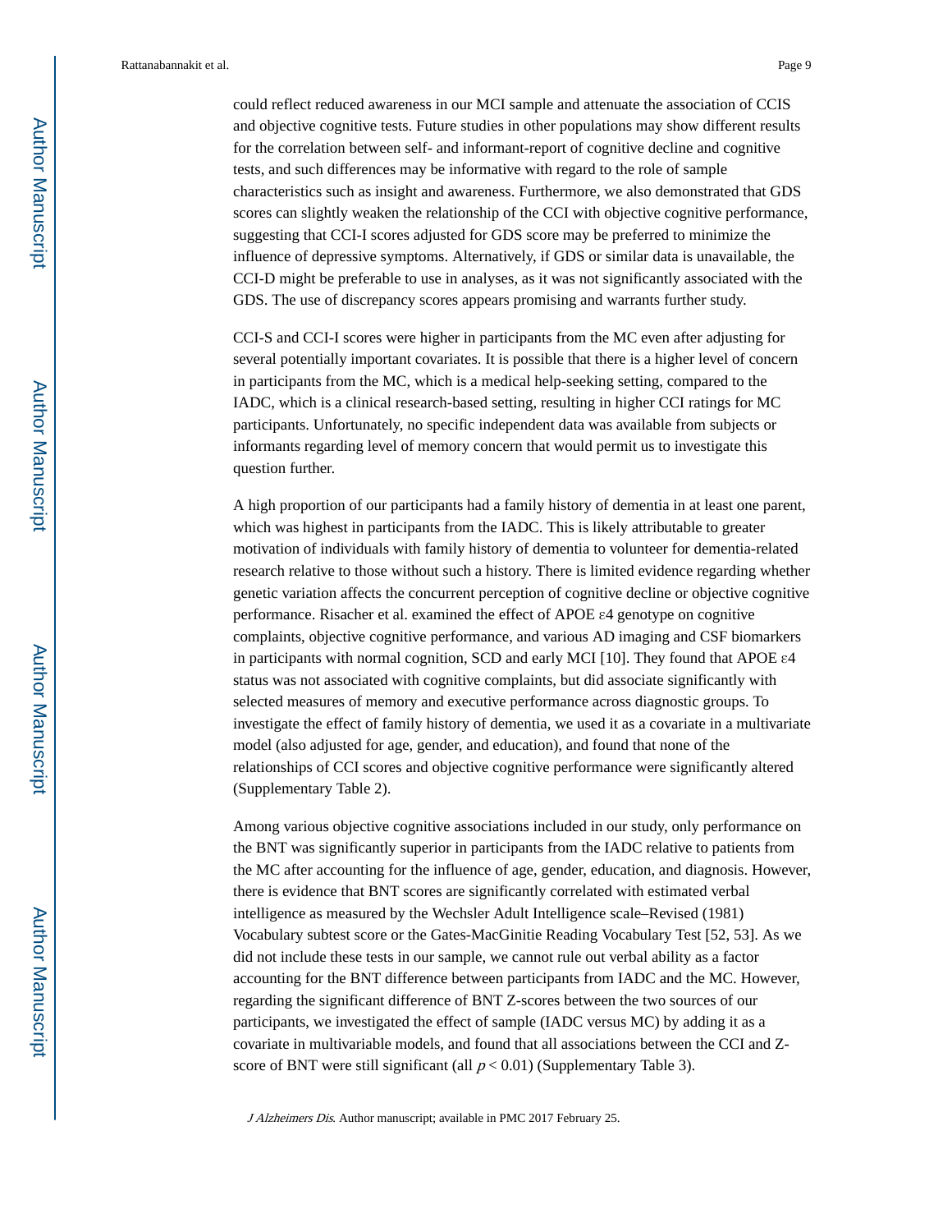could reflect reduced awareness in our MCI sample and attenuate the association of CCIS and objective cognitive tests. Future studies in other populations may show different results for the correlation between self- and informant-report of cognitive decline and cognitive tests, and such differences may be informative with regard to the role of sample characteristics such as insight and awareness. Furthermore, we also demonstrated that GDS scores can slightly weaken the relationship of the CCI with objective cognitive performance, suggesting that CCI-I scores adjusted for GDS score may be preferred to minimize the influence of depressive symptoms. Alternatively, if GDS or similar data is unavailable, the CCI-D might be preferable to use in analyses, as it was not significantly associated with the GDS. The use of discrepancy scores appears promising and warrants further study.

CCI-S and CCI-I scores were higher in participants from the MC even after adjusting for several potentially important covariates. It is possible that there is a higher level of concern in participants from the MC, which is a medical help-seeking setting, compared to the IADC, which is a clinical research-based setting, resulting in higher CCI ratings for MC participants. Unfortunately, no specific independent data was available from subjects or informants regarding level of memory concern that would permit us to investigate this question further.

A high proportion of our participants had a family history of dementia in at least one parent, which was highest in participants from the IADC. This is likely attributable to greater motivation of individuals with family history of dementia to volunteer for dementia-related research relative to those without such a history. There is limited evidence regarding whether genetic variation affects the concurrent perception of cognitive decline or objective cognitive performance. Risacher et al. examined the effect of APOE ε4 genotype on cognitive complaints, objective cognitive performance, and various AD imaging and CSF biomarkers in participants with normal cognition, SCD and early MCI [10]. They found that APOE ε4 status was not associated with cognitive complaints, but did associate significantly with selected measures of memory and executive performance across diagnostic groups. To investigate the effect of family history of dementia, we used it as a covariate in a multivariate model (also adjusted for age, gender, and education), and found that none of the relationships of CCI scores and objective cognitive performance were significantly altered (Supplementary Table 2).

Among various objective cognitive associations included in our study, only performance on the BNT was significantly superior in participants from the IADC relative to patients from the MC after accounting for the influence of age, gender, education, and diagnosis. However, there is evidence that BNT scores are significantly correlated with estimated verbal intelligence as measured by the Wechsler Adult Intelligence scale–Revised (1981) Vocabulary subtest score or the Gates-MacGinitie Reading Vocabulary Test [52, 53]. As we did not include these tests in our sample, we cannot rule out verbal ability as a factor accounting for the BNT difference between participants from IADC and the MC. However, regarding the significant difference of BNT Z-scores between the two sources of our participants, we investigated the effect of sample (IADC versus MC) by adding it as a covariate in multivariable models, and found that all associations between the CCI and Z-score of BNT were still significant (all $p < 0.01$) (Supplementary Table 3).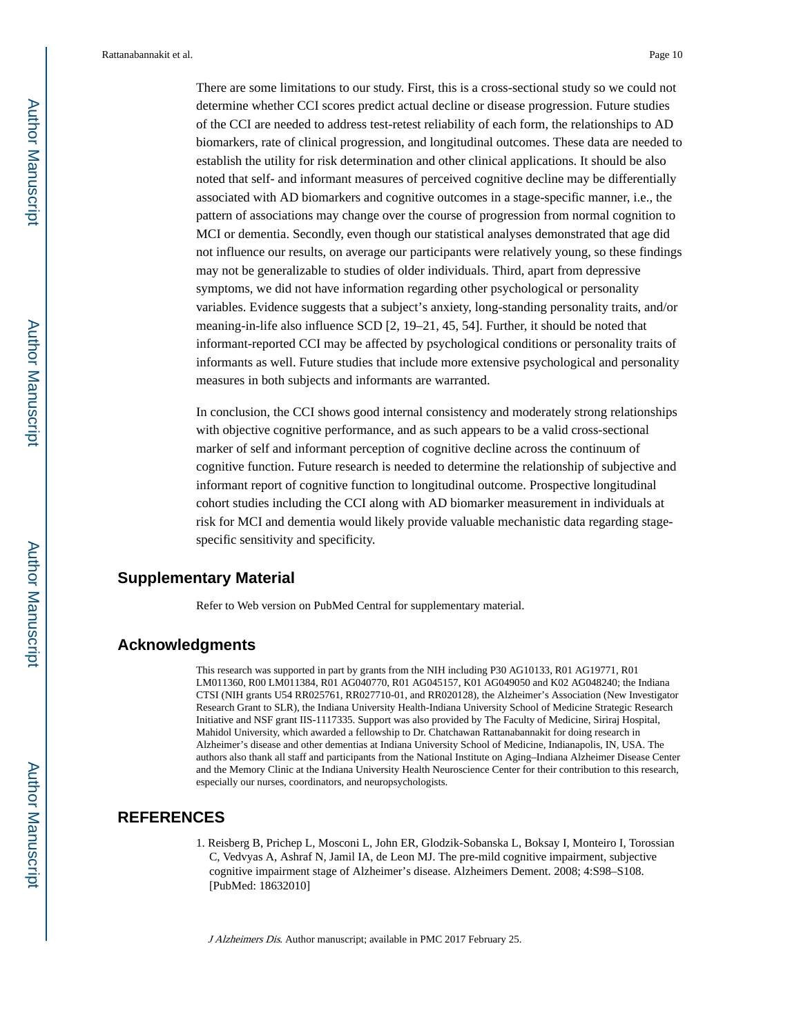There are some limitations to our study. First, this is a cross-sectional study so we could not determine whether CCI scores predict actual decline or disease progression. Future studies of the CCI are needed to address test-retest reliability of each form, the relationships to AD biomarkers, rate of clinical progression, and longitudinal outcomes. These data are needed to establish the utility for risk determination and other clinical applications. It should be also noted that self- and informant measures of perceived cognitive decline may be differentially associated with AD biomarkers and cognitive outcomes in a stage-specific manner, i.e., the pattern of associations may change over the course of progression from normal cognition to MCI or dementia. Secondly, even though our statistical analyses demonstrated that age did not influence our results, on average our participants were relatively young, so these findings may not be generalizable to studies of older individuals. Third, apart from depressive symptoms, we did not have information regarding other psychological or personality variables. Evidence suggests that a subject's anxiety, long-standing personality traits, and/or meaning-in-life also influence SCD [2, 19–21, 45, 54]. Further, it should be noted that informant-reported CCI may be affected by psychological conditions or personality traits of informants as well. Future studies that include more extensive psychological and personality measures in both subjects and informants are warranted.

In conclusion, the CCI shows good internal consistency and moderately strong relationships with objective cognitive performance, and as such appears to be a valid cross-sectional marker of self and informant perception of cognitive decline across the continuum of cognitive function. Future research is needed to determine the relationship of subjective and informant report of cognitive function to longitudinal outcome. Prospective longitudinal cohort studies including the CCI along with AD biomarker measurement in individuals at risk for MCI and dementia would likely provide valuable mechanistic data regarding stage-specific sensitivity and specificity.

## Supplementary Material

Refer to Web version on PubMed Central for supplementary material.

## Acknowledgments

This research was supported in part by grants from the NIH including P30 AG10133, R01 AG19771, R01 LM011360, R00 LM011384, R01 AG040770, R01 AG045157, K01 AG049050 and K02 AG048240; the Indiana CTSI (NIH grants U54 RR025761, RR027710-01, and RR020128), the Alzheimer's Association (New Investigator Research Grant to SLR), the Indiana University Health-Indiana University School of Medicine Strategic Research Initiative and NSF grant IIS-1117335. Support was also provided by The Faculty of Medicine, Siriraj Hospital, Mahidol University, which awarded a fellowship to Dr. Chatchawan Rattanabannakit for doing research in Alzheimer's disease and other dementias at Indiana University School of Medicine, Indianapolis, IN, USA. The authors also thank all staff and participants from the National Institute on Aging–Indiana Alzheimer Disease Center and the Memory Clinic at the Indiana University Health Neuroscience Center for their contribution to this research, especially our nurses, coordinators, and neuropsychologists.

## REFERENCES

1. Reisberg B, Prichep L, Mosconi L, John ER, Glodzik-Sobanska L, Boksay I, Monteiro I, Torossian C, Vedvyas A, Ashraf N, Jamil IA, de Leon MJ. The pre-mild cognitive impairment, subjective cognitive impairment stage of Alzheimer's disease. Alzheimers Dement. 2008; 4:S98–S108. [PubMed: 18632010]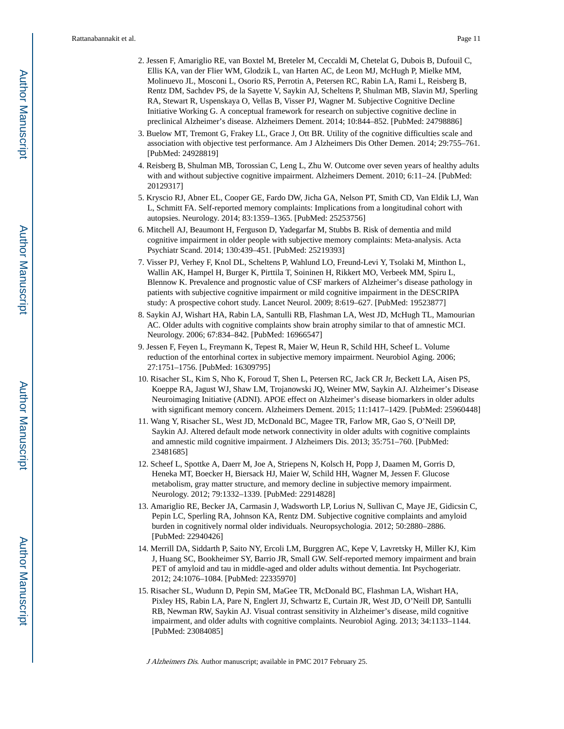2. Jessen F, Amariglio RE, van Boxtel M, Breteler M, Ceccaldi M, Chetelat G, Dubois B, Dufouil C, Ellis KA, van der Flier WM, Glodzik L, van Harten AC, de Leon MJ, McHugh P, Mielke MM, Molinuevo JL, Mosconi L, Osorio RS, Perrotin A, Petersen RC, Rabin LA, Rami L, Reisberg B, Rentz DM, Sachdev PS, de la Sayette V, Saykin AJ, Scheltens P, Shulman MB, Slavin MJ, Sperling RA, Stewart R, Uspenskaya O, Vellas B, Visser PJ, Wagner M. Subjective Cognitive Decline Initiative Working G. A conceptual framework for research on subjective cognitive decline in preclinical Alzheimer's disease. Alzheimers Dement. 2014; 10:844–852. [PubMed: 24798886]
3. Buelow MT, Tremont G, Frakey LL, Grace J, Ott BR. Utility of the cognitive difficulties scale and association with objective test performance. Am J Alzheimers Dis Other Demen. 2014; 29:755–761. [PubMed: 24928819]
4. Reisberg B, Shulman MB, Torossian C, Leng L, Zhu W. Outcome over seven years of healthy adults with and without subjective cognitive impairment. Alzheimers Dement. 2010; 6:11–24. [PubMed: 20129317]
5. Kryscio RJ, Abner EL, Cooper GE, Fardo DW, Jicha GA, Nelson PT, Smith CD, Van Eldik LJ, Wan L, Schmitt FA. Self-reported memory complaints: Implications from a longitudinal cohort with autopsies. Neurology. 2014; 83:1359–1365. [PubMed: 25253756]
6. Mitchell AJ, Beaumont H, Ferguson D, Yadegarfar M, Stubbs B. Risk of dementia and mild cognitive impairment in older people with subjective memory complaints: Meta-analysis. Acta Psychiatr Scand. 2014; 130:439–451. [PubMed: 25219393]
7. Visser PJ, Verhey F, Knol DL, Scheltens P, Wahlund LO, Freund-Levi Y, Tsolaki M, Minthon L, Wallin AK, Hampel H, Burger K, Pirttila T, Soininen H, Rikkert MO, Verbeek MM, Spiru L, Blennow K. Prevalence and prognostic value of CSF markers of Alzheimer's disease pathology in patients with subjective cognitive impairment or mild cognitive impairment in the DESCRIPA study: A prospective cohort study. Lancet Neurol. 2009; 8:619–627. [PubMed: 19523877]
8. Saykin AJ, Wishart HA, Rabin LA, Santulli RB, Flashman LA, West JD, McHugh TL, Mamourian AC. Older adults with cognitive complaints show brain atrophy similar to that of amnestic MCI. Neurology. 2006; 67:834–842. [PubMed: 16966547]
9. Jessen F, Feyen L, Freymann K, Tepest R, Maier W, Heun R, Schild HH, Scheef L. Volume reduction of the entorhinal cortex in subjective memory impairment. Neurobiol Aging. 2006; 27:1751–1756. [PubMed: 16309795]
10. Risacher SL, Kim S, Nho K, Foroud T, Shen L, Petersen RC, Jack CR Jr, Beckett LA, Aisen PS, Koeppe RA, Jagust WJ, Shaw LM, Trojanowski JQ, Weiner MW, Saykin AJ. Alzheimer's Disease Neuroimaging Initiative (ADNI). APOE effect on Alzheimer's disease biomarkers in older adults with significant memory concern. Alzheimers Dement. 2015; 11:1417–1429. [PubMed: 25960448]
11. Wang Y, Risacher SL, West JD, McDonald BC, Magee TR, Farlow MR, Gao S, O'Neill DP, Saykin AJ. Altered default mode network connectivity in older adults with cognitive complaints and amnestic mild cognitive impairment. J Alzheimers Dis. 2013; 35:751–760. [PubMed: 23481685]
12. Scheef L, Spottke A, Daerr M, Joe A, Striepens N, Kolsch H, Popp J, Daamen M, Gorris D, Heneka MT, Boecker H, Biersack HJ, Maier W, Schild HH, Wagner M, Jessen F. Glucose metabolism, gray matter structure, and memory decline in subjective memory impairment. Neurology. 2012; 79:1332–1339. [PubMed: 22914828]
13. Amariglio RE, Becker JA, Carmasin J, Wadsworth LP, Lorius N, Sullivan C, Maye JE, Gidicsin C, Pepin LC, Sperling RA, Johnson KA, Rentz DM. Subjective cognitive complaints and amyloid burden in cognitively normal older individuals. Neuropsychologia. 2012; 50:2880–2886. [PubMed: 22940426]
14. Merrill DA, Siddarth P, Saito NY, Ercoli LM, Burggren AC, Kepe V, Lavretsky H, Miller KJ, Kim J, Huang SC, Bookheimer SY, Barrio JR, Small GW. Self-reported memory impairment and brain PET of amyloid and tau in middle-aged and older adults without dementia. Int Psychogeriatr. 2012; 24:1076–1084. [PubMed: 22335970]
15. Risacher SL, Wudunn D, Pepin SM, MaGee TR, McDonald BC, Flashman LA, Wishart HA, Pixley HS, Rabin LA, Pare N, Englert JJ, Schwartz E, Curtain JR, West JD, O'Neill DP, Santulli RB, Newman RW, Saykin AJ. Visual contrast sensitivity in Alzheimer's disease, mild cognitive impairment, and older adults with cognitive complaints. Neurobiol Aging. 2013; 34:1133–1144. [PubMed: 23084085]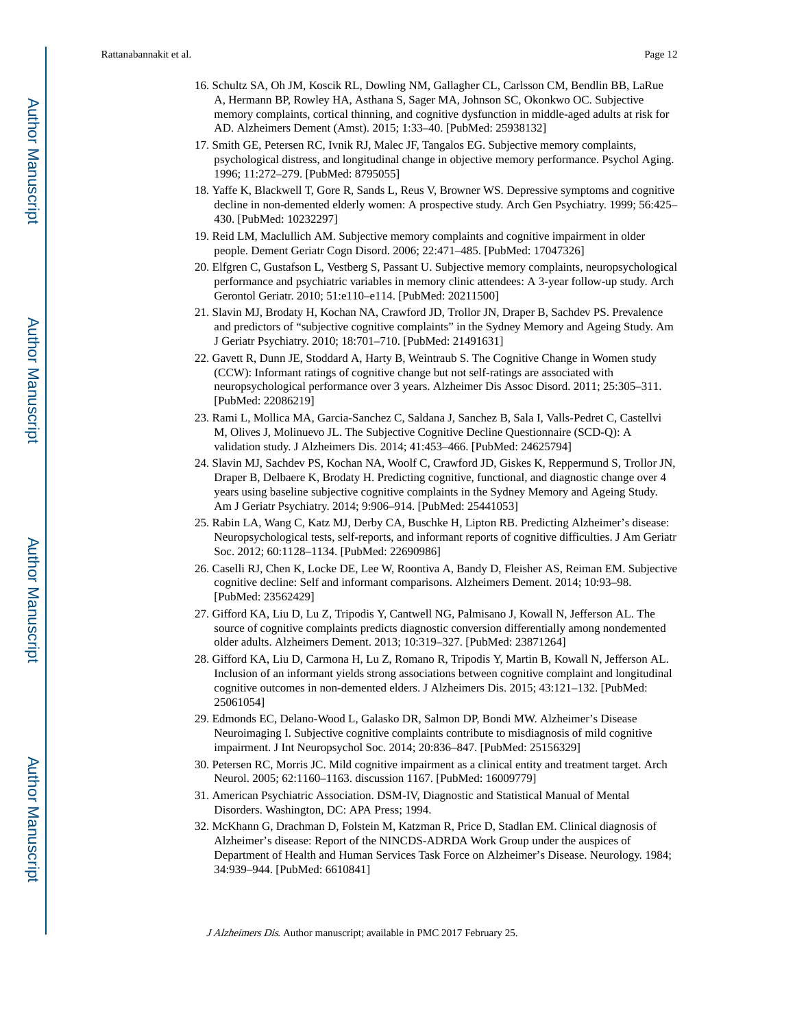16. Schultz SA, Oh JM, Koscik RL, Dowling NM, Gallagher CL, Carlsson CM, Bendlin BB, LaRue A, Hermann BP, Rowley HA, Asthana S, Sager MA, Johnson SC, Okonkwo OC. Subjective memory complaints, cortical thinning, and cognitive dysfunction in middle-aged adults at risk for AD. Alzheimers Dement (Amst). 2015; 1:33–40. [PubMed: 25938132]
17. Smith GE, Petersen RC, Ivnik RJ, Malec JF, Tangalos EG. Subjective memory complaints, psychological distress, and longitudinal change in objective memory performance. Psychol Aging. 1996; 11:272–279. [PubMed: 8795055]
18. Yaffe K, Blackwell T, Gore R, Sands L, Reus V, Browner WS. Depressive symptoms and cognitive decline in non-demented elderly women: A prospective study. Arch Gen Psychiatry. 1999; 56:425–430. [PubMed: 10232297]
19. Reid LM, Maclullich AM. Subjective memory complaints and cognitive impairment in older people. Dement Geriatr Cogn Disord. 2006; 22:471–485. [PubMed: 17047326]
20. Elfgren C, Gustafson L, Vestberg S, Passant U. Subjective memory complaints, neuropsychological performance and psychiatric variables in memory clinic attendees: A 3-year follow-up study. Arch Gerontol Geriatr. 2010; 51:e110–e114. [PubMed: 20211500]
21. Slavin MJ, Brodaty H, Kochan NA, Crawford JD, Trollor JN, Draper B, Sachdev PS. Prevalence and predictors of “subjective cognitive complaints” in the Sydney Memory and Ageing Study. Am J Geriatr Psychiatry. 2010; 18:701–710. [PubMed: 21491631]
22. Gavett R, Dunn JE, Stoddard A, Harty B, Weintraub S. The Cognitive Change in Women study (CCW): Informant ratings of cognitive change but not self-ratings are associated with neuropsychological performance over 3 years. Alzheimer Dis Assoc Disord. 2011; 25:305–311. [PubMed: 22086219]
23. Rami L, Mollica MA, Garcia-Sanchez C, Saldana J, Sanchez B, Sala I, Valls-Pedret C, Castellvi M, Olives J, Molinuevo JL. The Subjective Cognitive Decline Questionnaire (SCD-Q): A validation study. J Alzheimers Dis. 2014; 41:453–466. [PubMed: 24625794]
24. Slavin MJ, Sachdev PS, Kochan NA, Woolf C, Crawford JD, Giskes K, Reppermund S, Trollor JN, Draper B, Delbaere K, Brodaty H. Predicting cognitive, functional, and diagnostic change over 4 years using baseline subjective cognitive complaints in the Sydney Memory and Ageing Study. Am J Geriatr Psychiatry. 2014; 9:906–914. [PubMed: 25441053]
25. Rabin LA, Wang C, Katz MJ, Derby CA, Buschke H, Lipton RB. Predicting Alzheimer’s disease: Neuropsychological tests, self-reports, and informant reports of cognitive difficulties. J Am Geriatr Soc. 2012; 60:1128–1134. [PubMed: 22690986]
26. Caselli RJ, Chen K, Locke DE, Lee W, Roontiva A, Bandy D, Fleisher AS, Reiman EM. Subjective cognitive decline: Self and informant comparisons. Alzheimers Dement. 2014; 10:93–98. [PubMed: 23562429]
27. Gifford KA, Liu D, Lu Z, Tripodis Y, Cantwell NG, Palmisano J, Kowall N, Jefferson AL. The source of cognitive complaints predicts diagnostic conversion differentially among nondemented older adults. Alzheimers Dement. 2013; 10:319–327. [PubMed: 23871264]
28. Gifford KA, Liu D, Carmona H, Lu Z, Romano R, Tripodis Y, Martin B, Kowall N, Jefferson AL. Inclusion of an informant yields strong associations between cognitive complaint and longitudinal cognitive outcomes in non-demented elders. J Alzheimers Dis. 2015; 43:121–132. [PubMed: 25061054]
29. Edmonds EC, Delano-Wood L, Galasko DR, Salmon DP, Bondi MW. Alzheimer’s Disease Neuroimaging I. Subjective cognitive complaints contribute to misdiagnosis of mild cognitive impairment. J Int Neuropsychol Soc. 2014; 20:836–847. [PubMed: 25156329]
30. Petersen RC, Morris JC. Mild cognitive impairment as a clinical entity and treatment target. Arch Neurol. 2005; 62:1160–1163. discussion 1167. [PubMed: 16009779]
31. American Psychiatric Association. DSM-IV, Diagnostic and Statistical Manual of Mental Disorders. Washington, DC: APA Press; 1994.
32. McKhann G, Drachman D, Folstein M, Katzman R, Price D, Stadlan EM. Clinical diagnosis of Alzheimer’s disease: Report of the NINCDS-ADRDA Work Group under the auspices of Department of Health and Human Services Task Force on Alzheimer’s Disease. Neurology. 1984; 34:939–944. [PubMed: 6610841]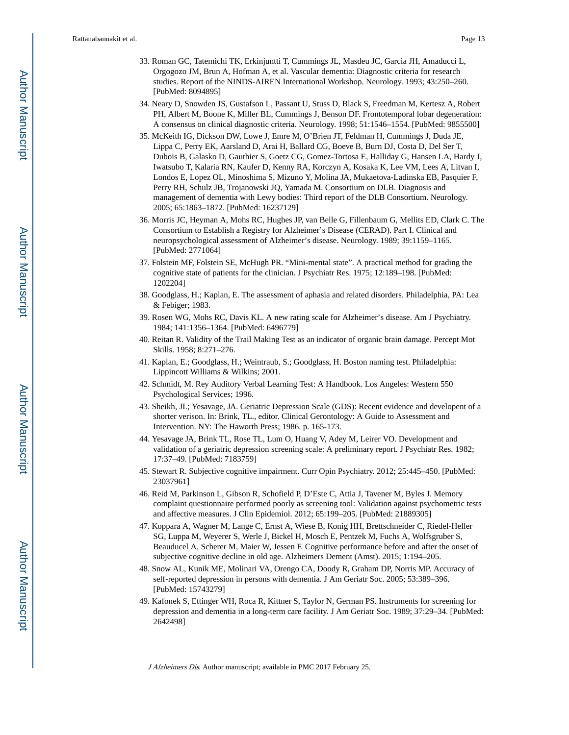33. Roman GC, Tatemichi TK, Erkinjuntti T, Cummings JL, Masdeu JC, Garcia JH, Amaducci L, Orgogozo JM, Brun A, Hofman A, et al. Vascular dementia: Diagnostic criteria for research studies. Report of the NINDS-AIREN International Workshop. Neurology. 1993; 43:250–260. [PubMed: 8094895]
34. Neary D, Snowden JS, Gustafson L, Passant U, Stuss D, Black S, Freedman M, Kertesz A, Robert PH, Albert M, Boone K, Miller BL, Cummings J, Benson DF. Frontotemporal lobar degeneration: A consensus on clinical diagnostic criteria. Neurology. 1998; 51:1546–1554. [PubMed: 9855500]
35. McKeith IG, Dickson DW, Lowe J, Emre M, O'Brien JT, Feldman H, Cummings J, Duda JE, Lippa C, Perry EK, Aarsland D, Arai H, Ballard CG, Boeve B, Burn DJ, Costa D, Del Ser T, Dubois B, Galasko D, Gauthier S, Goetz CG, Gomez-Tortosa E, Halliday G, Hansen LA, Hardy J, Iwatsubo T, Kalaria RN, Kaufer D, Kenny RA, Korczyn A, Kosaka K, Lee VM, Lees A, Litvan I, Londos E, Lopez OL, Minoshima S, Mizuno Y, Molina JA, Mukaetova-Ladinska EB, Pasquier F, Perry RH, Schulz JB, Trojanowski JQ, Yamada M. Consortium on DLB. Diagnosis and management of dementia with Lewy bodies: Third report of the DLB Consortium. Neurology. 2005; 65:1863–1872. [PubMed: 16237129]
36. Morris JC, Heyman A, Mohs RC, Hughes JP, van Belle G, Fillenbaum G, Mellits ED, Clark C. The Consortium to Establish a Registry for Alzheimer's Disease (CERAD). Part I. Clinical and neuropsychological assessment of Alzheimer's disease. Neurology. 1989; 39:1159–1165. [PubMed: 2771064]
37. Folstein MF, Folstein SE, McHugh PR. "Mini-mental state". A practical method for grading the cognitive state of patients for the clinician. J Psychiatr Res. 1975; 12:189–198. [PubMed: 1202204]
38. Goodglass, H.; Kaplan, E. The assessment of aphasia and related disorders. Philadelphia, PA: Lea & Febiger; 1983.
39. Rosen WG, Mohs RC, Davis KL. A new rating scale for Alzheimer's disease. Am J Psychiatry. 1984; 141:1356–1364. [PubMed: 6496779]
40. Reitan R. Validity of the Trail Making Test as an indicator of organic brain damage. Percept Mot Skills. 1958; 8:271–276.
41. Kaplan, E.; Goodglass, H.; Weintraub, S.; Goodglass, H. Boston naming test. Philadelphia: Lippincott Williams & Wilkins; 2001.
42. Schmidt, M. Rey Auditory Verbal Learning Test: A Handbook. Los Angeles: Western 550 Psychological Services; 1996.
43. Sheikh, JI.; Yesavage, JA. Geriatric Depression Scale (GDS): Recent evidence and developent of a shorter verison. In: Brink, TL., editor. Clinical Gerontology: A Guide to Assessment and Intervention. NY: The Haworth Press; 1986. p. 165-173.
44. Yesavage JA, Brink TL, Rose TL, Lum O, Huang V, Adey M, Leirer VO. Development and validation of a geriatric depression screening scale: A preliminary report. J Psychiatr Res. 1982; 17:37–49. [PubMed: 7183759]
45. Stewart R. Subjective cognitive impairment. Curr Opin Psychiatry. 2012; 25:445–450. [PubMed: 23037961]
46. Reid M, Parkinson L, Gibson R, Schofield P, D'Este C, Attia J, Tavener M, Byles J. Memory complaint questionnaire performed poorly as screening tool: Validation against psychometric tests and affective measures. J Clin Epidemiol. 2012; 65:199–205. [PubMed: 21889305]
47. Koppara A, Wagner M, Lange C, Ernst A, Wiese B, Konig HH, Brettschneider C, Riedel-Heller SG, Luppa M, Weyerer S, Werle J, Bickel H, Mosch E, Pentzek M, Fuchs A, Wolfsgruber S, Beauducel A, Scherer M, Maier W, Jessen F. Cognitive performance before and after the onset of subjective cognitive decline in old age. Alzheimers Dement (Amst). 2015; 1:194–205.
48. Snow AL, Kunik ME, Molinari VA, Orengo CA, Doody R, Graham DP, Norris MP. Accuracy of self-reported depression in persons with dementia. J Am Geriatr Soc. 2005; 53:389–396. [PubMed: 15743279]
49. Kafonek S, Ettinger WH, Roca R, Kittner S, Taylor N, German PS. Instruments for screening for depression and dementia in a long-term care facility. J Am Geriatr Soc. 1989; 37:29–34. [PubMed: 2642498]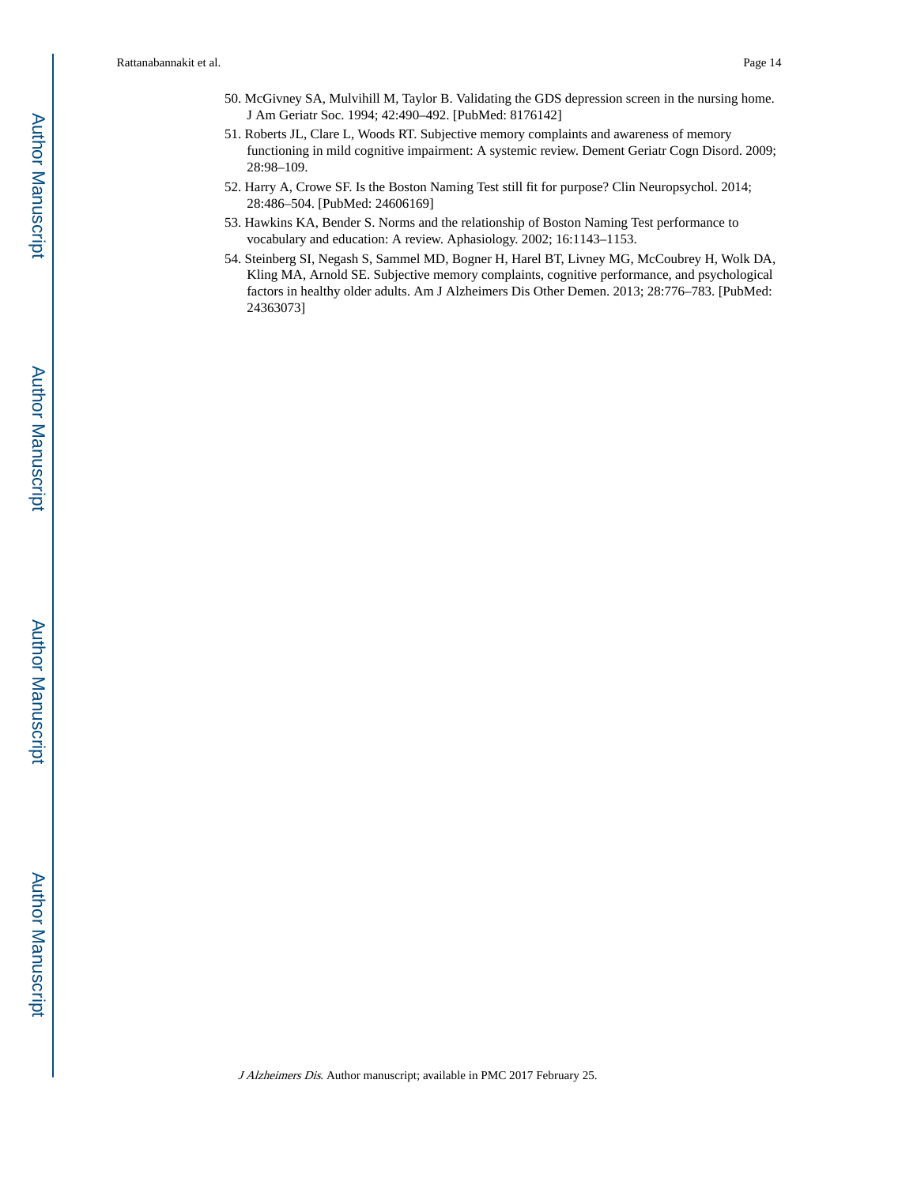50. McGivney SA, Mulvihill M, Taylor B. Validating the GDS depression screen in the nursing home. J Am Geriatr Soc. 1994; 42:490–492. [PubMed: 8176142]
51. Roberts JL, Clare L, Woods RT. Subjective memory complaints and awareness of memory functioning in mild cognitive impairment: A systemic review. Dement Geriatr Cogn Disord. 2009; 28:98–109.
52. Harry A, Crowe SF. Is the Boston Naming Test still fit for purpose? Clin Neuropsychol. 2014; 28:486–504. [PubMed: 24606169]
53. Hawkins KA, Bender S. Norms and the relationship of Boston Naming Test performance to vocabulary and education: A review. Aphasiology. 2002; 16:1143–1153.
54. Steinberg SI, Negash S, Sammel MD, Bogner H, Harel BT, Livney MG, McCoubrey H, Wolk DA, Kling MA, Arnold SE. Subjective memory complaints, cognitive performance, and psychological factors in healthy older adults. Am J Alzheimers Dis Other Demen. 2013; 28:776–783. [PubMed: 24363073]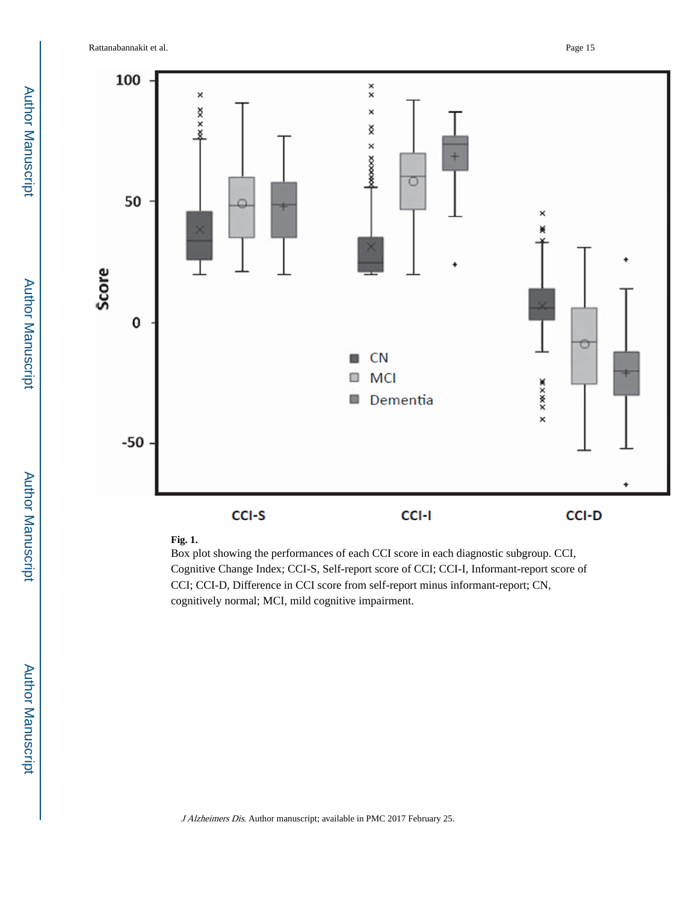**Fig. 1.**

Box plot showing the performances of each CCI score in each diagnostic subgroup. CCI, Cognitive Change Index; CCI-S, Self-report score of CCI; CCI-I, Informant-report score of CCI; CCI-D, Difference in CCI score from self-report minus informant-report; CN, cognitively normal; MCI, mild cognitive impairment.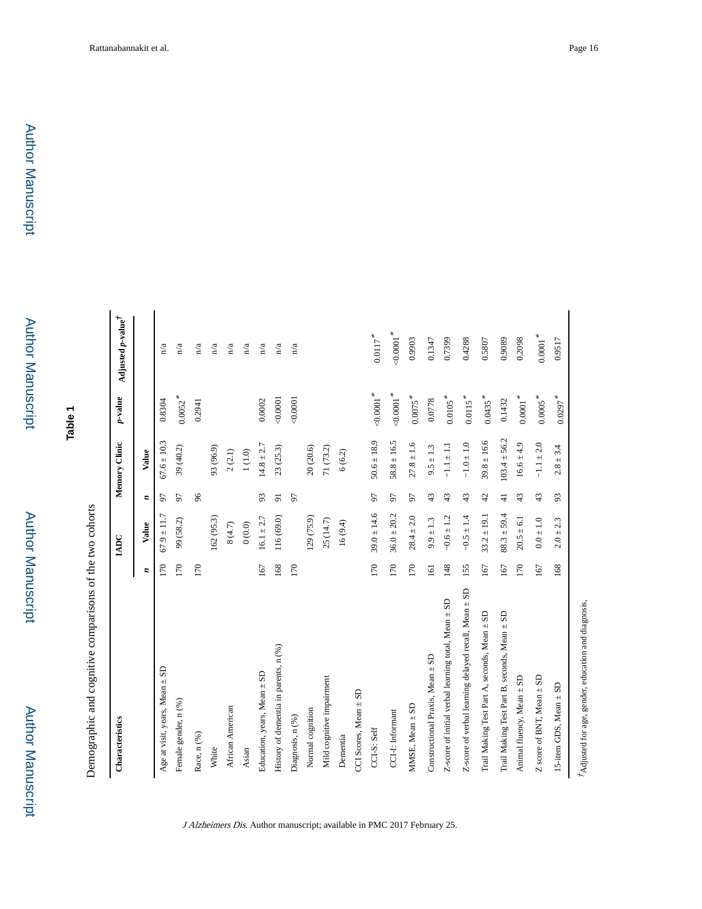## Table 1

Demographic and cognitive comparisons of the two cohorts

| Characteristics | IADC | | Memory Clinic | | p-value | Adjusted p-value† |
|---|---|---|---|---|---|---|
| | n | Value | n | Value | | |
| Age at visit, years, Mean ± SD | 170 | 67.9 ± 11.7 | 97 | 67.6 ± 10.3 | 0.8304 | n/a |
| Female gender, n (%) | 170 | 99 (58.2) | 97 | 39 (40.2) | 0.0052* | n/a |
| Race, n (%) | 170 | | 96 | | 0.2941 | n/a |
| White | | 162 (95.3) | | 93 (96.9) | | n/a |
| African American | | 8 (4.7) | | 2 (2.1) | | n/a |
| Asian | | 0 (0.0) | | 1 (1.0) | | n/a |
| Education, years, Mean ± SD | 167 | 16.1 ± 2.7 | 93 | 14.8 ± 2.7 | 0.0002 | n/a |
| History of dementia in parents, n (%) | 168 | 116 (69.0) | 91 | 23 (25.3) | <0.0001 | n/a |
| Diagnosis, n (%) | 170 | | 97 | | <0.0001 | n/a |
| Normal cognition | | 129 (75.9) | | 20 (20.6) | | |
| Mild cognitive impairment | | 25 (14.7) | | 71 (73.2) | | |
| Dementia | | 16 (9.4) | | 6 (6.2) | | |
| CCI Scores, Mean ± SD | | | | | | |
| CCI-S: Self | 170 | 39.0 ± 14.6 | 97 | 50.6 ± 18.9 | <0.0001* | 0.0117* |
| CCI-I: Informant | 170 | 36.0 ± 20.2 | 97 | 58.8 ± 16.5 | <0.0001* | <0.0001* |
| MMSE, Mean ± SD | 170 | 28.4 ± 2.0 | 97 | 27.8 ± 1.6 | 0.0075* | 0.9903 |
| Constructional Praxis, Mean ± SD | 161 | 9.9 ± 1.3 | 43 | 9.5 ± 1.3 | 0.0778 | 0.1347 |
| Z-score of initial verbal learning total, Mean ± SD | 148 | −0.6 ± 1.2 | 43 | −1.1 ± 1.1 | 0.0105* | 0.7399 |
| Z-score of verbal learning delayed recall, Mean ± SD | 155 | −0.5 ± 1.4 | 43 | −1.0 ± 1.0 | 0.0115* | 0.4288 |
| Trail Making Test Part A, seconds, Mean ± SD | 167 | 33.2 ± 19.1 | 42 | 39.8 ± 16.6 | 0.0435* | 0.5807 |
| Trail Making Test Part B, seconds, Mean ± SD | 167 | 88.3 ± 59.4 | 41 | 103.4 ± 56.2 | 0.1432 | 0.9089 |
| Animal fluency, Mean ± SD | 170 | 20.5 ± 6.1 | 43 | 16.6 ± 4.9 | 0.0001* | 0.2098 |
| Z score of BNT, Mean ± SD | 167 | 0.0 ± 1.0 | 43 | −1.1 ± 2.0 | 0.0005* | 0.0001* |
| 15-item GDS, Mean ± SD | 168 | 2.0 ± 2.3 | 93 | 2.8 ± 3.4 | 0.0297* | 0.9517 |

†Adjusted for age, gender, education and diagnosis,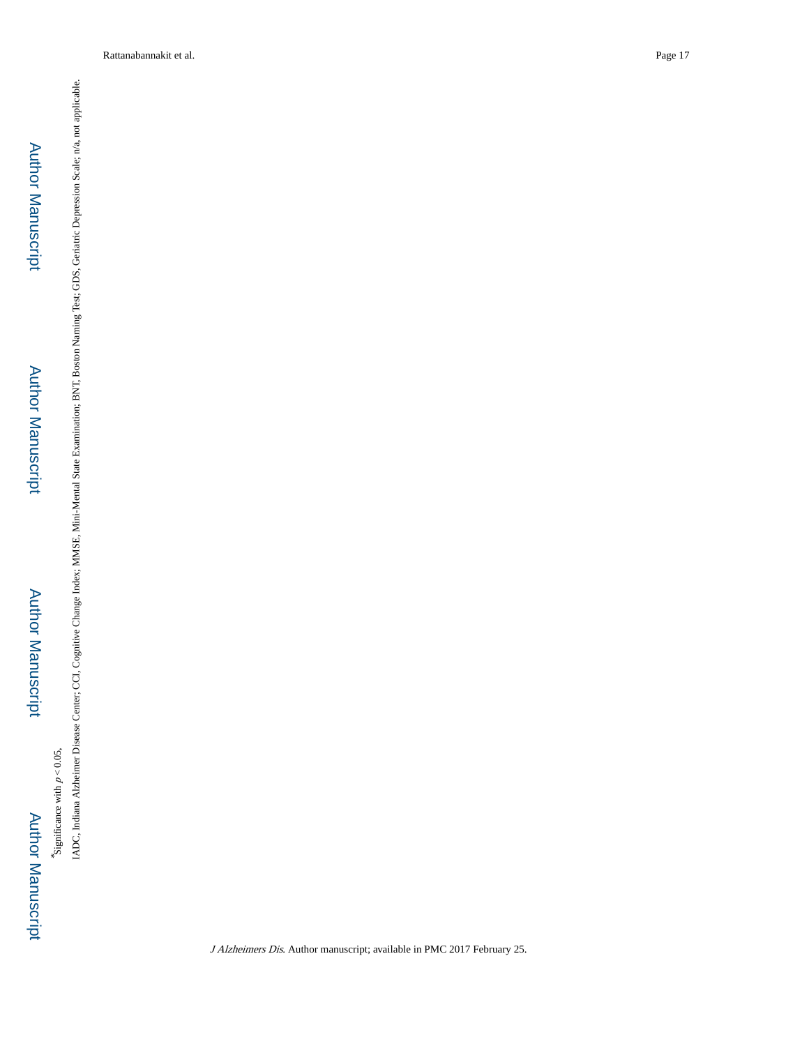*Significance with $p < 0.05$,

IADC, Indiana Alzheimer Disease Center; CCI, Cognitive Change Index; MMSE, Mini-Mental State Examination; BNT, Boston Naming Test; GDS, Geriatric Depression Scale; n/a, not applicable.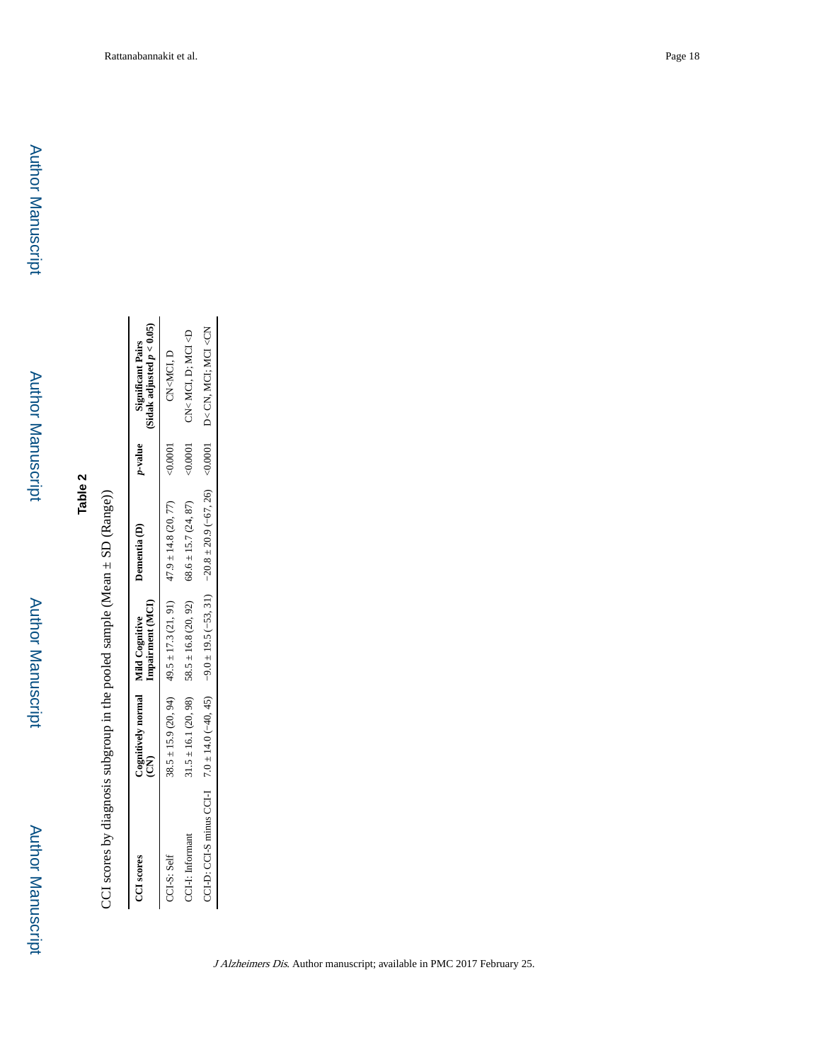## Table 2

CCI scores by diagnosis subgroup in the pooled sample (Mean ± SD (Range))

| CCI scores | Cognitively normal (CN) | Mild Cognitive Impairment (MCI) | Dementia (D) | *p*-value | Significant Pairs (Sidak adjusted $p < 0.05$) |
|---|---|---|---|---|---|
| CCI-S: Self | 38.5 ± 15.9 (20, 94) | 49.5 ± 17.3 (21, 91) | 47.9 ± 14.8 (20, 77) | <0.0001 | CN<MCI, D |
| CCI-I: Informant | 31.5 ± 16.1 (20, 98) | 58.5 ± 16.8 (20, 92) | 68.6 ± 15.7 (24, 87) | <0.0001 | CN< MCI, D; MCI <D |
| CCI-D: CCI-S minus CCI-I | 7.0 ± 14.0 (−40, 45) | −9.0 ± 19.5 (−53, 31) | −20.8 ± 20.9 (−67, 26) | <0.0001 | D< CN, MCI; MCI <CN |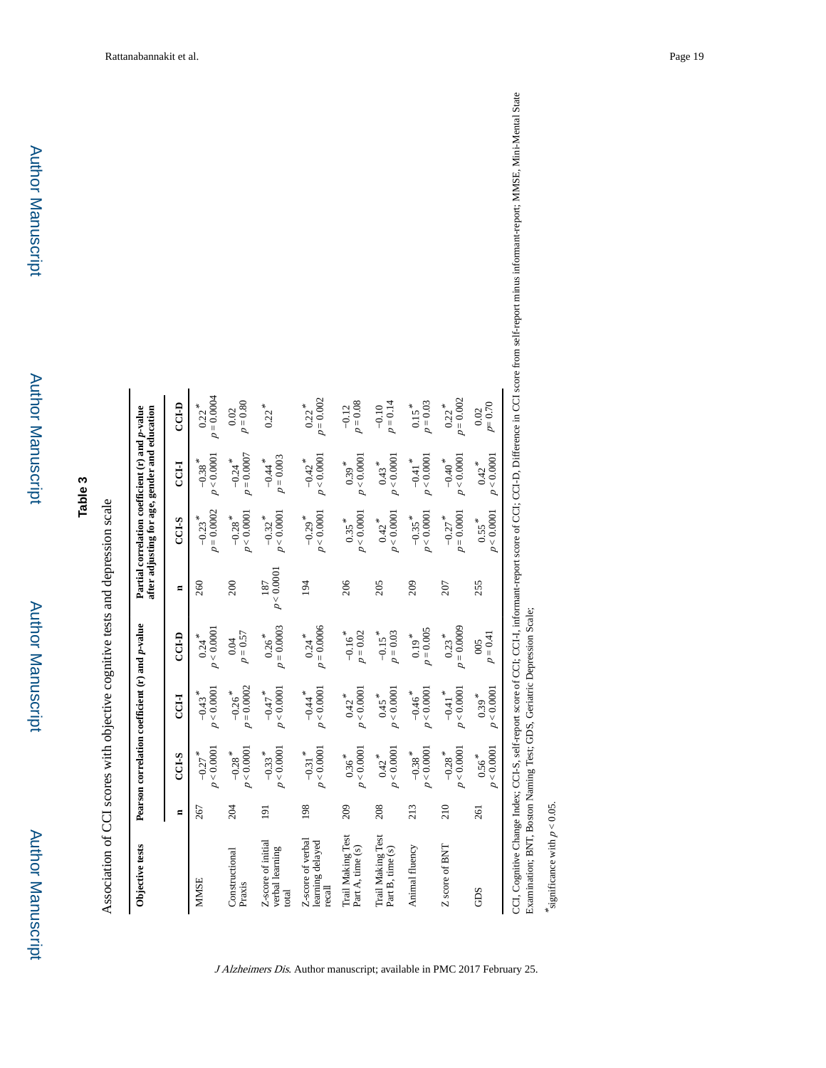# Table 3

Association of CCI scores with objective cognitive tests and depression scale

| Objective tests | Pearson correlation coefficient (r) and *p*-value | | | | Partial correlation coefficient (r) and *p*-value after adjusting for age, gender and education | | | |
|---|---|---|---|---|---|---|---|---|
| | n | CCI-S | CCI-I | CCI-D | n | CCI-S | CCI-I | CCI-D |
| MMSE | 267 | −0.27* $p < 0.0001$ | −0.43* $p < 0.0001$ | 0.24* $p < 0.0001$ | 260 | −0.23* $p = 0.0002$ | −0.38* $p < 0.0001$ | 0.22* $p = 0.0004$ |
| Constructional Praxis | 204 | −0.28* $p < 0.0001$ | −0.26* $p = 0.0002$ | 0.04 $p = 0.57$ | 200 | −0.28* $p < 0.0001$ | −0.24* $p = 0.0007$ | 0.02 $p = 0.80$ |
| Z-score of initial verbal learning total | 191 | −0.33* $p < 0.0001$ | −0.47* $p < 0.0001$ | 0.26* $p = 0.0003$ | 187 $p < 0.0001$ | −0.32* $p < 0.0001$ | −0.44* $p = 0.003$ | 0.22* |
| Z-score of verbal learning delayed recall | 198 | −0.31* $p < 0.0001$ | −0.44* $p < 0.0001$ | 0.24* $p = 0.0006$ | 194 | −0.29* $p < 0.0001$ | −0.42* $p < 0.0001$ | 0.22* $p = 0.002$ |
| Trail Making Test Part A, time (s) | 209 | 0.36* $p < 0.0001$ | 0.42* $p < 0.0001$ | −0.16* $p = 0.02$ | 206 | 0.35* $p < 0.0001$ | 0.39* $p < 0.0001$ | −0.12 $p = 0.08$ |
| Trail Making Test Part B, time (s) | 208 | 0.42* $p < 0.0001$ | 0.45* $p < 0.0001$ | −0.15* $p = 0.03$ | 205 | 0.42* $p < 0.0001$ | 0.43* $p < 0.0001$ | −0.10 $p = 0.14$ |
| Animal fluency | 213 | −0.38* $p < 0.0001$ | −0.46* $p < 0.0001$ | 0.19* $p = 0.005$ | 209 | −0.35* $p < 0.0001$ | −0.41* $p < 0.0001$ | 0.15* $p = 0.03$ |
| Z score of BNT | 210 | −0.28* $p < 0.0001$ | −0.41* $p < 0.0001$ | 0.23* $p = 0.0009$ | 207 | −0.27* $p = 0.0001$ | −0.40* $p < 0.0001$ | 0.22* $p = 0.002$ |
| GDS | 261 | 0.56* $p < 0.0001$ | 0.39* $p < 0.0001$ | 005 $p = 0.41$ | 255 | 0.55* $p < 0.0001$ | 0.42* $p < 0.0001$ | 0.02 $p = 0.70$ |

CCI, Cognitive Change Index; CCI-S, self-report score of CCI; CCI-I, informant-report score of CCI; CCI-D, Difference in CCI score from self-report minus informant-report; MMSE, Mini-Mental State Examination; BNT, Boston Naming Test; GDS, Geriatric Depression Scale;

*significance with $p < 0.05$.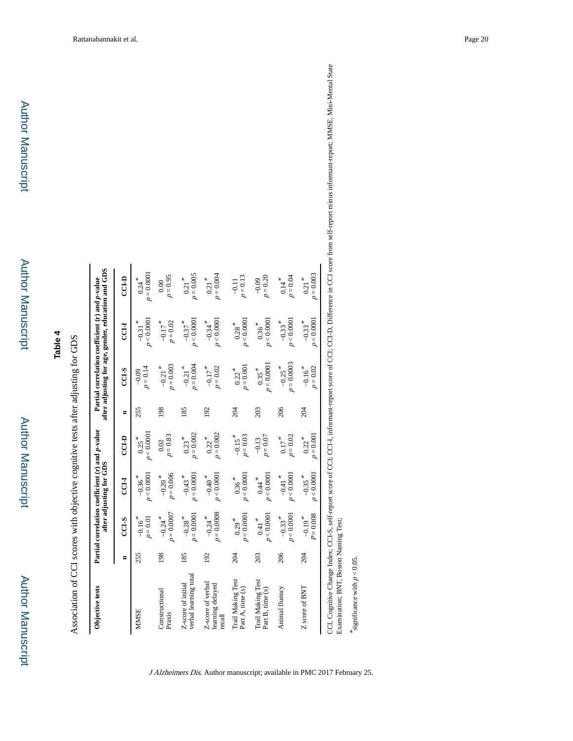## Table 4

Association of CCI scores with objective cognitive tests after adjusting for GDS

| Objective tests | Partial correlation coefficient (r) and *p*-value after adjusting for GDS | | | | Partial correlation coefficient (r) and *p*-value after adjusting for age, gender, education and GDS | | | |
|---|---|---|---|---|---|---|---|---|
| | n | CCI-S | CCI-I | CCI-D | n | CCI-S | CCI-I | CCI-D |
| MMSE | 255 | $-0.16^*$ $p = 0.01$ | $-0.36^*$ $p < 0.0001$ | $0.25^*$ $p < 0.0001$ | 255 | $-0.09$ $p = 0.14$ | $-0.31^*$ $p < 0.0001$ | $0.24^*$ $p = 0.0001$ |
| Constructional Praxis | 198 | $-0.24^*$ $p = 0.0007$ | $-0.20^*$ $p = 0.006$ | $0.02$ $p = 0.83$ | 198 | $-0.21^*$ $p = 0.003$ | $-0.17^*$ $p = 0.02$ | $0.00$ $p = 0.95$ |
| Z-score of initial verbal learning total | 185 | $-0.28^*$ $p = 0.0001$ | $-0.43^*$ $p < 0.0001$ | $0.23^*$ $p = 0.002$ | 185 | $-0.21^*$ $p = 0.004$ | $-0.37^*$ $p < 0.0001$ | $0.21^*$ $p = 0.005$ |
| Z-score of verbal learning delayed recall | 192 | $-0.24^*$ $p = 0.0008$ | $-0.40^*$ $p < 0.0001$ | $0.22^*$ $p = 0.002$ | 192 | $-0.17^*$ $p = 0.02$ | $-0.34^*$ $p < 0.0001$ | $0.21^*$ $p = 0.004$ |
| Trail Making Test Part A, time (s) | 204 | $0.29^*$ $p < 0.0001$ | $0.36^*$ $p < 0.0001$ | $-0.15^*$ $p = 0.03$ | 204 | $0.22^*$ $p = 0.001$ | $0.28^*$ $p < 0.0001$ | $-0.11$ $p = 0.13$ |
| Trail Making Test Part B, time (s) | 203 | $0.41^*$ $p < 0.0001$ | $0.44^*$ $p < 0.0001$ | $-0.13$ $p = 0.07$ | 203 | $0.35^*$ $p < 0.0001$ | $0.36^*$ $p < 0.0001$ | $-0.09$ $p = 0.20$ |
| Animal fluency | 206 | $-0.33^*$ $p < 0.0001$ | $-0.41^*$ $p < 0.0001$ | $0.17^*$ $p = 0.02$ | 206 | $-0.25^*$ $p = 0.0003$ | $-0.33^*$ $p < 0.0001$ | $0.14^*$ $p = 0.04$ |
| Z score of BNT | 204 | $-0.19^*$ $p = 0.008$ | $-0.35^*$ $p < 0.0001$ | $0.22^*$ $p = 0.001$ | 204 | $-0.16^*$ $p = 0.02$ | $-0.33^*$ $p < 0.0001$ | $0.21^*$ $p = 0.003$ |

CCI, Cognitive Change Index; CCI-S, self-report score of CCI; CCI-I, informant-report score of CCI; CCI-D, Difference in CCI score from self-report minus informant-report; MMSE, Mini-Mental State Examination; BNT, Boston Naming Test;

\* significance with $p < 0.05$.